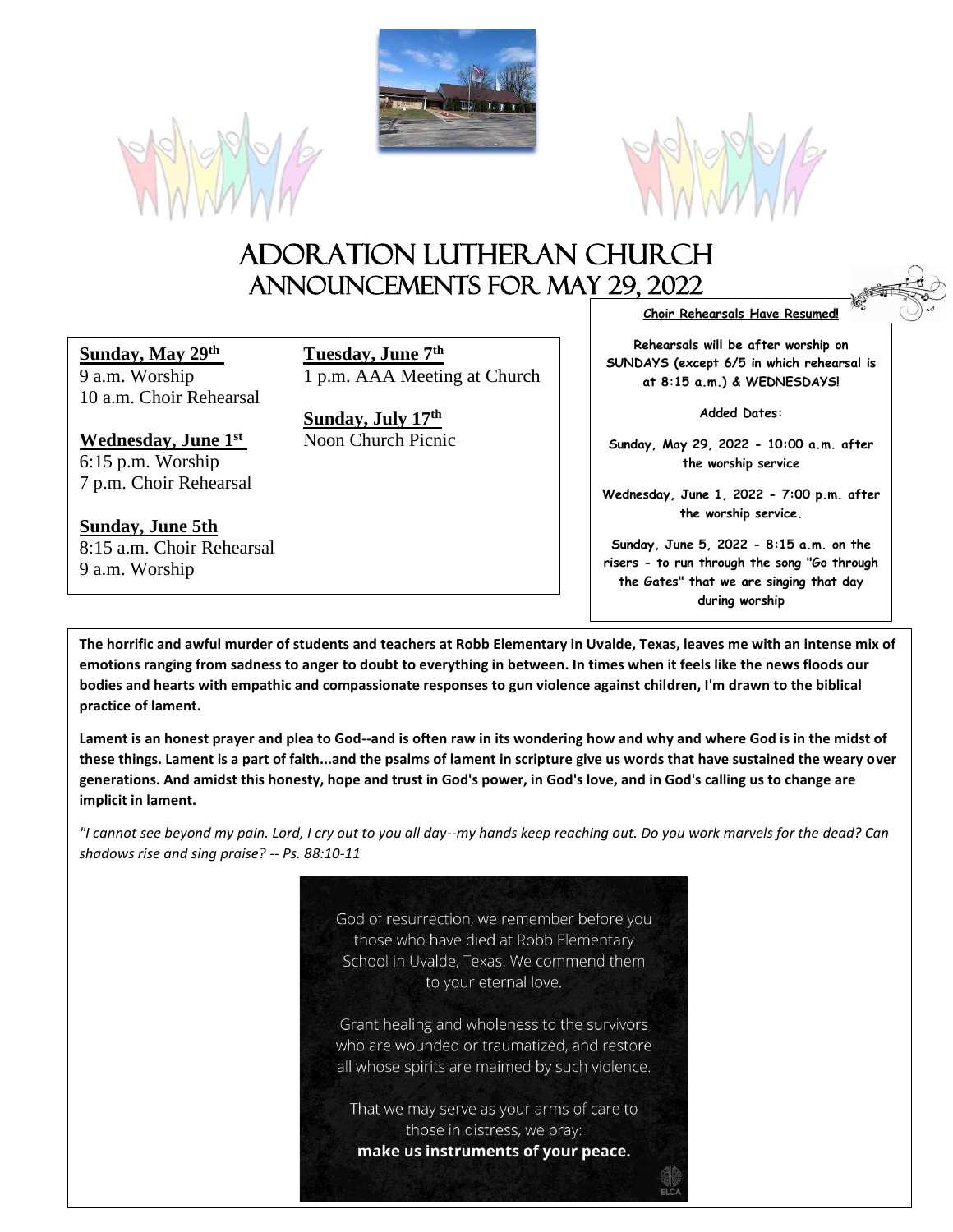# Adoration Lutheran Church
## Announcements for May 29, 2022

**Sunday, May 29th**
9 a.m. Worship
10 a.m. Choir Rehearsal

**Wednesday, June 1st**
6:15 p.m. Worship
7 p.m. Choir Rehearsal

**Sunday, June 5th**
8:15 a.m. Choir Rehearsal
9 a.m. Worship

**Tuesday, June 7th**
1 p.m. AAA Meeting at Church

**Sunday, July 17th**
Noon Church Picnic

**Choir Rehearsals Have Resumed!**

**Rehearsals will be after worship on SUNDAYS (except 6/5 in which rehearsal is at 8:15 a.m.) & WEDNESDAYS!**

**Added Dates:**

**Sunday, May 29, 2022 - 10:00 a.m. after the worship service**

**Wednesday, June 1, 2022 - 7:00 p.m. after the worship service.**

**Sunday, June 5, 2022 - 8:15 a.m. on the risers - to run through the song "Go through the Gates" that we are singing that day during worship**

**The horrific and awful murder of students and teachers at Robb Elementary in Uvalde, Texas, leaves me with an intense mix of emotions ranging from sadness to anger to doubt to everything in between. In times when it feels like the news floods our bodies and hearts with empathic and compassionate responses to gun violence against children, I'm drawn to the biblical practice of lament.**

**Lament is an honest prayer and plea to God--and is often raw in its wondering how and why and where God is in the midst of these things. Lament is a part of faith...and the psalms of lament in scripture give us words that have sustained the weary over generations. And amidst this honesty, hope and trust in God's power, in God's love, and in God's calling us to change are implicit in lament.**

*"I cannot see beyond my pain. Lord, I cry out to you all day--my hands keep reaching out. Do you work marvels for the dead? Can shadows rise and sing praise? -- Ps. 88:10-11*

God of resurrection, we remember before you those who have died at Robb Elementary School in Uvalde, Texas. We commend them to your eternal love.

Grant healing and wholeness to the survivors who are wounded or traumatized, and restore all whose spirits are maimed by such violence.

That we may serve as your arms of care to those in distress, we pray:
**make us instruments of your peace.**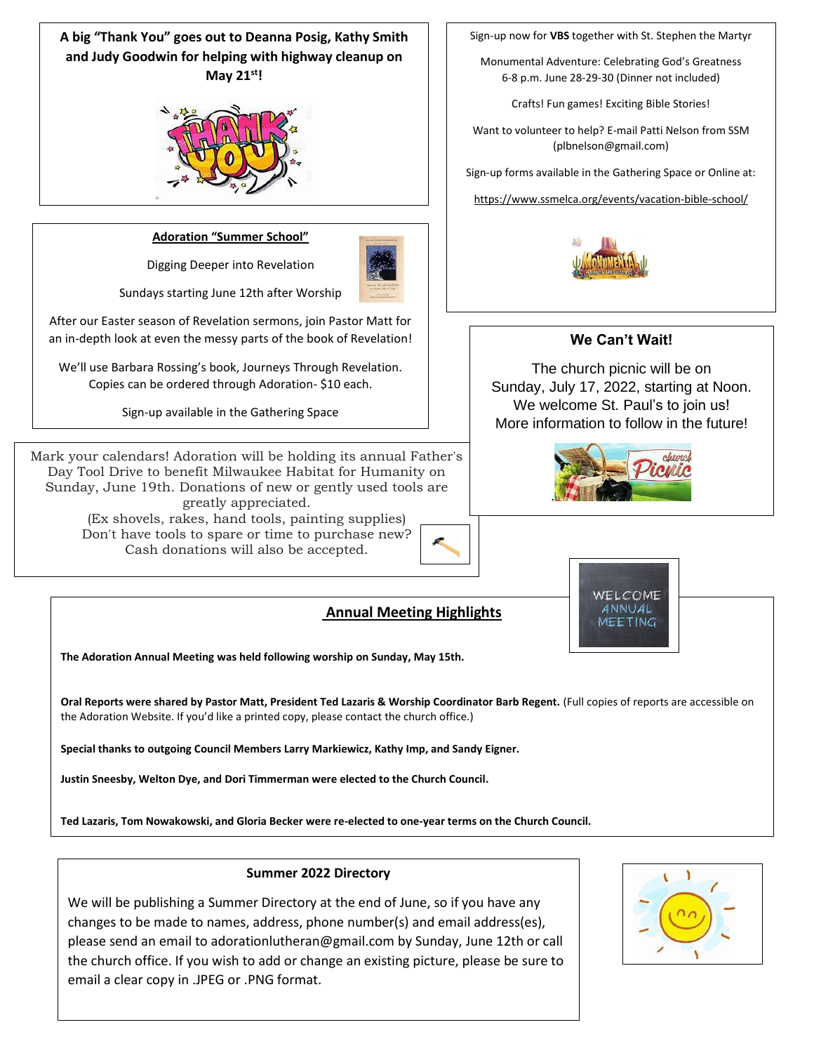**A big "Thank You" goes out to Deanna Posig, Kathy Smith and Judy Goodwin for helping with highway cleanup on May 21st!**

## Adoration "Summer School"

Digging Deeper into Revelation

Sundays starting June 12th after Worship

After our Easter season of Revelation sermons, join Pastor Matt for an in-depth look at even the messy parts of the book of Revelation!

We'll use Barbara Rossing's book, Journeys Through Revelation. Copies can be ordered through Adoration- $10 each.

Sign-up available in the Gathering Space

Mark your calendars! Adoration will be holding its annual Father's Day Tool Drive to benefit Milwaukee Habitat for Humanity on Sunday, June 19th. Donations of new or gently used tools are greatly appreciated.
(Ex shovels, rakes, hand tools, painting supplies)
Don't have tools to spare or time to purchase new? Cash donations will also be accepted.

Sign-up now for **VBS** together with St. Stephen the Martyr

Monumental Adventure: Celebrating God's Greatness
6-8 p.m. June 28-29-30 (Dinner not included)

Crafts! Fun games! Exciting Bible Stories!

Want to volunteer to help? E-mail Patti Nelson from SSM (plbnelson@gmail.com)

Sign-up forms available in the Gathering Space or Online at:

https://www.ssmelca.org/events/vacation-bible-school/

## We Can't Wait!

The church picnic will be on Sunday, July 17, 2022, starting at Noon. We welcome St. Paul's to join us! More information to follow in the future!

## Annual Meeting Highlights

**The Adoration Annual Meeting was held following worship on Sunday, May 15th.**

**Oral Reports were shared by Pastor Matt, President Ted Lazaris & Worship Coordinator Barb Regent.** (Full copies of reports are accessible on the Adoration Website. If you'd like a printed copy, please contact the church office.)

**Special thanks to outgoing Council Members Larry Markiewicz, Kathy Imp, and Sandy Eigner.**

**Justin Sneesby, Welton Dye, and Dori Timmerman were elected to the Church Council.**

**Ted Lazaris, Tom Nowakowski, and Gloria Becker were re-elected to one-year terms on the Church Council.**

## Summer 2022 Directory

We will be publishing a Summer Directory at the end of June, so if you have any changes to be made to names, address, phone number(s) and email address(es), please send an email to adorationlutheran@gmail.com by Sunday, June 12th or call the church office. If you wish to add or change an existing picture, please be sure to email a clear copy in .JPEG or .PNG format.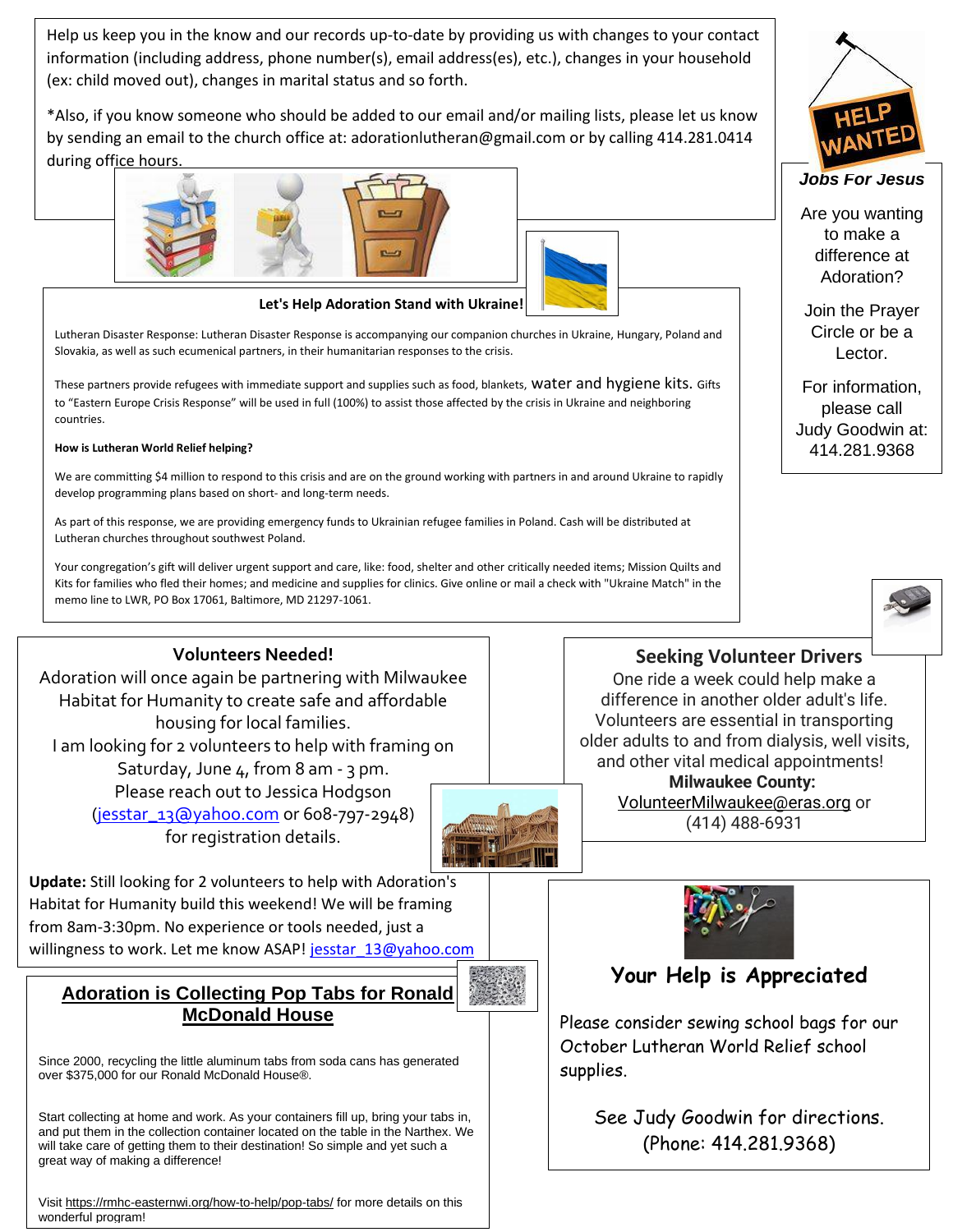Help us keep you in the know and our records up-to-date by providing us with changes to your contact information (including address, phone number(s), email address(es), etc.), changes in your household (ex: child moved out), changes in marital status and so forth.

*Also, if you know someone who should be added to our email and/or mailing lists, please let us know by sending an email to the church office at: adorationlutheran@gmail.com or by calling 414.281.0414 during office hours.

**Let's Help Adoration Stand with Ukraine!**

Lutheran Disaster Response: Lutheran Disaster Response is accompanying our companion churches in Ukraine, Hungary, Poland and Slovakia, as well as such ecumenical partners, in their humanitarian responses to the crisis.

These partners provide refugees with immediate support and supplies such as food, blankets, water and hygiene kits. Gifts to "Eastern Europe Crisis Response" will be used in full (100%) to assist those affected by the crisis in Ukraine and neighboring countries.

**How is Lutheran World Relief helping?**

We are committing $4 million to respond to this crisis and are on the ground working with partners in and around Ukraine to rapidly develop programming plans based on short- and long-term needs.

As part of this response, we are providing emergency funds to Ukrainian refugee families in Poland. Cash will be distributed at Lutheran churches throughout southwest Poland.

Your congregation's gift will deliver urgent support and care, like: food, shelter and other critically needed items; Mission Quilts and Kits for families who fled their homes; and medicine and supplies for clinics. Give online or mail a check with "Ukraine Match" in the memo line to LWR, PO Box 17061, Baltimore, MD 21297-1061.

***Jobs For Jesus***

Are you wanting to make a difference at Adoration?

Join the Prayer Circle or be a Lector.

For information, please call Judy Goodwin at: 414.281.9368

**Volunteers Needed!**

Adoration will once again be partnering with Milwaukee Habitat for Humanity to create safe and affordable housing for local families.
I am looking for 2 volunteers to help with framing on Saturday, June 4, from 8 am - 3 pm.
Please reach out to Jessica Hodgson (jesstar_13@yahoo.com or 608-797-2948) for registration details.

**Update:** Still looking for 2 volunteers to help with Adoration's Habitat for Humanity build this weekend! We will be framing from 8am-3:30pm. No experience or tools needed, just a willingness to work. Let me know ASAP! jesstar_13@yahoo.com

**Seeking Volunteer Drivers**

One ride a week could help make a difference in another older adult's life. Volunteers are essential in transporting older adults to and from dialysis, well visits, and other vital medical appointments!
**Milwaukee County:**
VolunteerMilwaukee@eras.org or
(414) 488-6931

**Adoration is Collecting Pop Tabs for Ronald McDonald House**

Since 2000, recycling the little aluminum tabs from soda cans has generated over $375,000 for our Ronald McDonald House®.

Start collecting at home and work. As your containers fill up, bring your tabs in, and put them in the collection container located on the table in the Narthex. We will take care of getting them to their destination! So simple and yet such a great way of making a difference!

Visit https://rmhc-easternwi.org/how-to-help/pop-tabs/ for more details on this wonderful program!

**Your Help is Appreciated**

Please consider sewing school bags for our October Lutheran World Relief school supplies.

See Judy Goodwin for directions.
(Phone: 414.281.9368)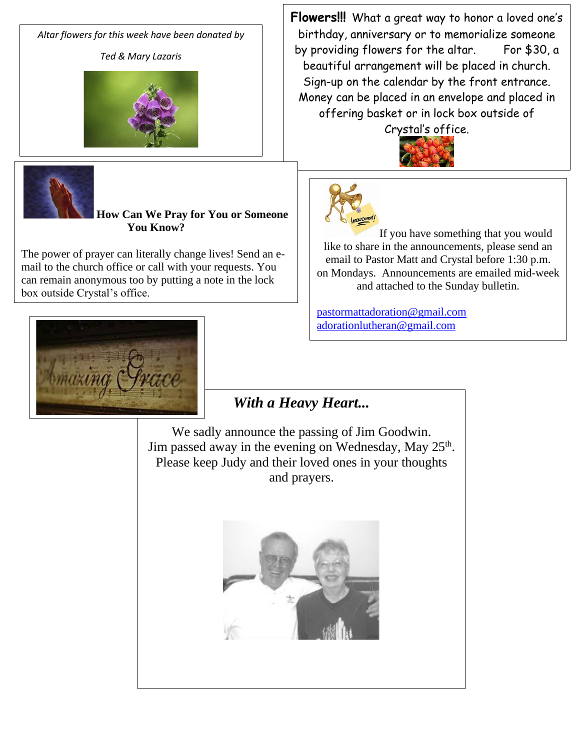*Altar flowers for this week have been donated by*

*Ted & Mary Lazaris*

**Flowers!!!** What a great way to honor a loved one's birthday, anniversary or to memorialize someone by providing flowers for the altar. For $30, a beautiful arrangement will be placed in church. Sign-up on the calendar by the front entrance. Money can be placed in an envelope and placed in offering basket or in lock box outside of Crystal's office.

**How Can We Pray for You or Someone You Know?**

The power of prayer can literally change lives! Send an e-mail to the church office or call with your requests. You can remain anonymous too by putting a note in the lock box outside Crystal's office.

If you have something that you would like to share in the announcements, please send an email to Pastor Matt and Crystal before 1:30 p.m. on Mondays. Announcements are emailed mid-week and attached to the Sunday bulletin.

pastormattadoration@gmail.com
adorationlutheran@gmail.com

## *With a Heavy Heart...*

We sadly announce the passing of Jim Goodwin. Jim passed away in the evening on Wednesday, May 25th. Please keep Judy and their loved ones in your thoughts and prayers.